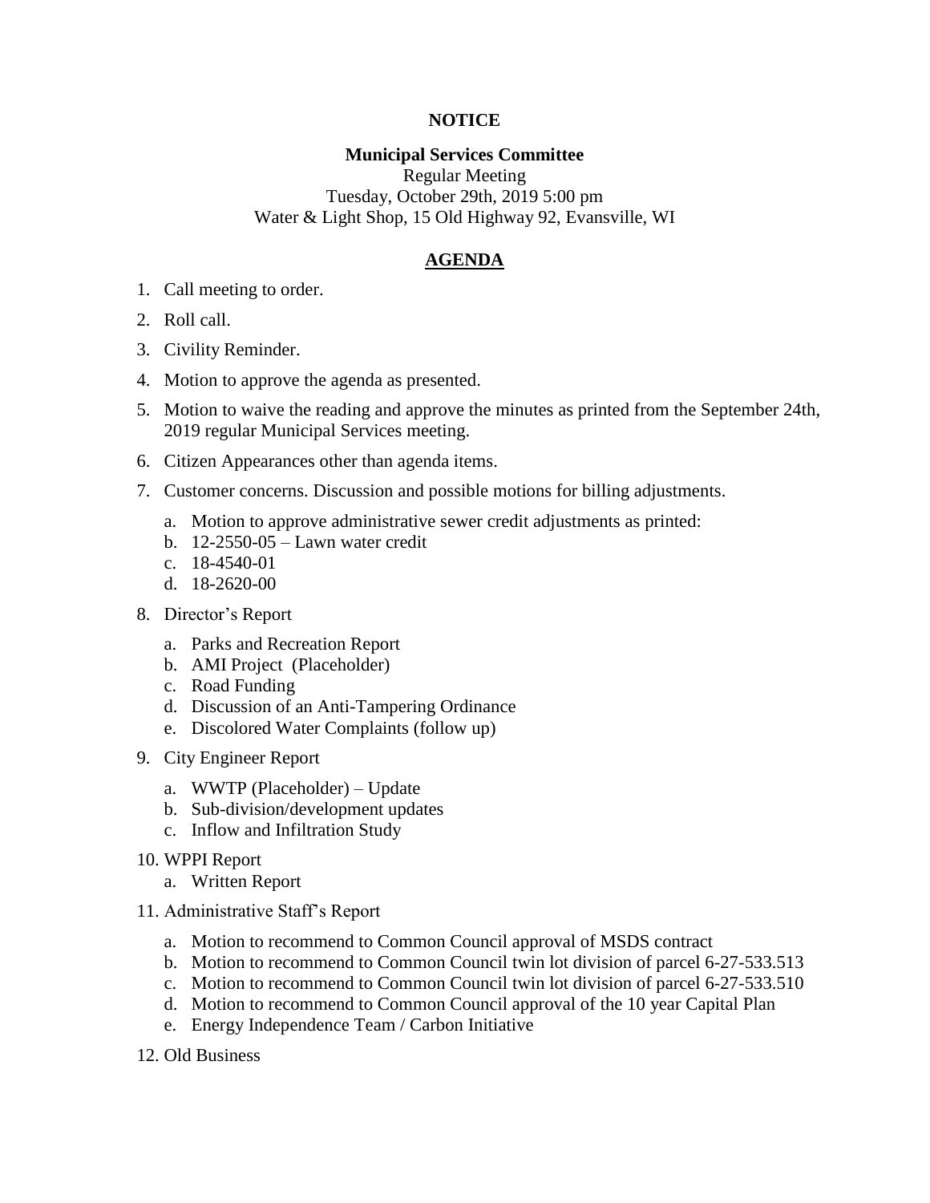**NOTICE**

**Municipal Services Committee**

Regular Meeting
Tuesday, October 29th, 2019 5:00 pm
Water & Light Shop, 15 Old Highway 92, Evansville, WI

**AGENDA**

1. Call meeting to order.
2. Roll call.
3. Civility Reminder.
4. Motion to approve the agenda as presented.
5. Motion to waive the reading and approve the minutes as printed from the September 24th, 2019 regular Municipal Services meeting.
6. Citizen Appearances other than agenda items.
7. Customer concerns. Discussion and possible motions for billing adjustments.
   a. Motion to approve administrative sewer credit adjustments as printed:
   b. 12-2550-05 – Lawn water credit
   c. 18-4540-01
   d. 18-2620-00
8. Director's Report
   a. Parks and Recreation Report
   b. AMI Project (Placeholder)
   c. Road Funding
   d. Discussion of an Anti-Tampering Ordinance
   e. Discolored Water Complaints (follow up)
9. City Engineer Report
   a. WWTP (Placeholder) – Update
   b. Sub-division/development updates
   c. Inflow and Infiltration Study
10. WPPI Report
    a. Written Report
11. Administrative Staff's Report
    a. Motion to recommend to Common Council approval of MSDS contract
    b. Motion to recommend to Common Council twin lot division of parcel 6-27-533.513
    c. Motion to recommend to Common Council twin lot division of parcel 6-27-533.510
    d. Motion to recommend to Common Council approval of the 10 year Capital Plan
    e. Energy Independence Team / Carbon Initiative
12. Old Business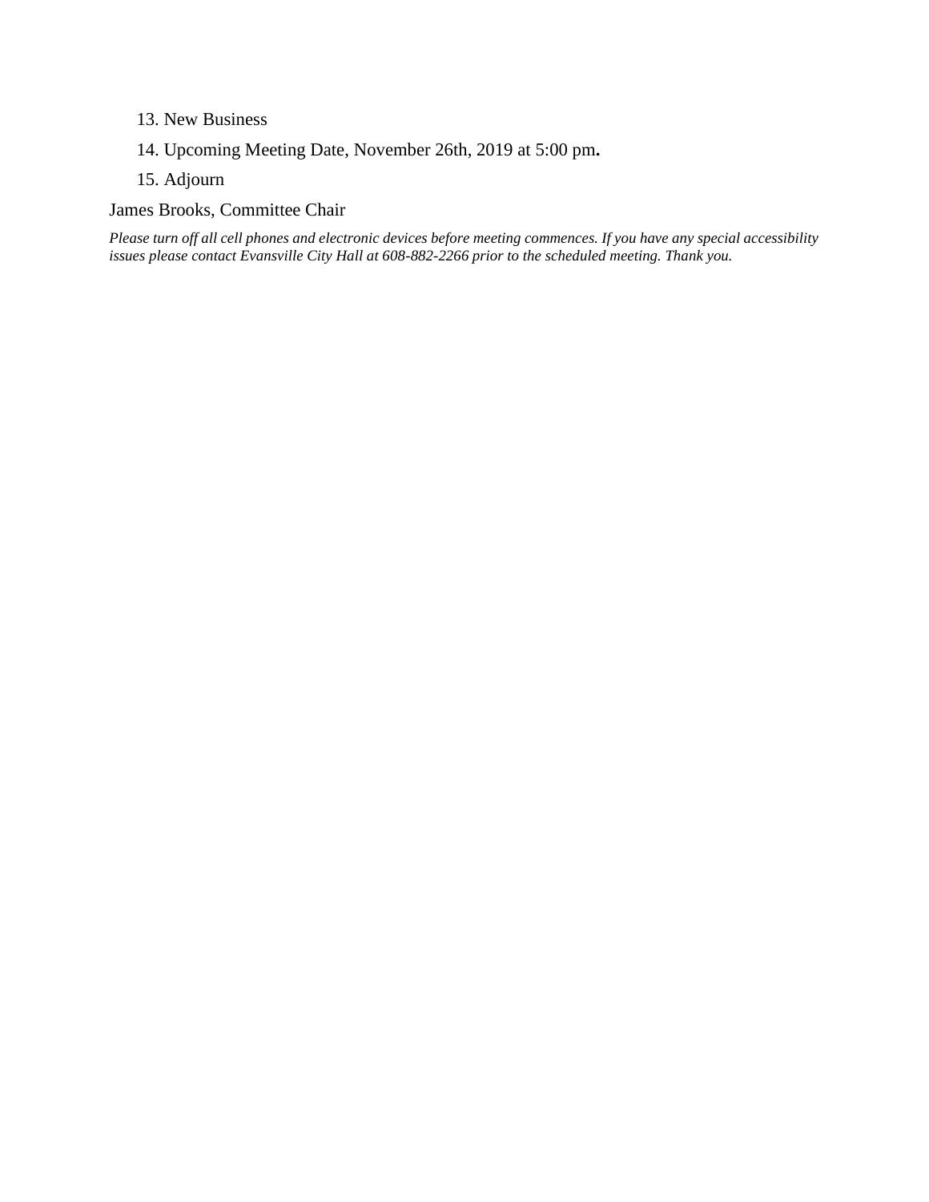13. New Business
14. Upcoming Meeting Date, November 26th, 2019 at 5:00 pm**.**
15. Adjourn

James Brooks, Committee Chair

*Please turn off all cell phones and electronic devices before meeting commences. If you have any special accessibility issues please contact Evansville City Hall at 608-882-2266 prior to the scheduled meeting. Thank you.*